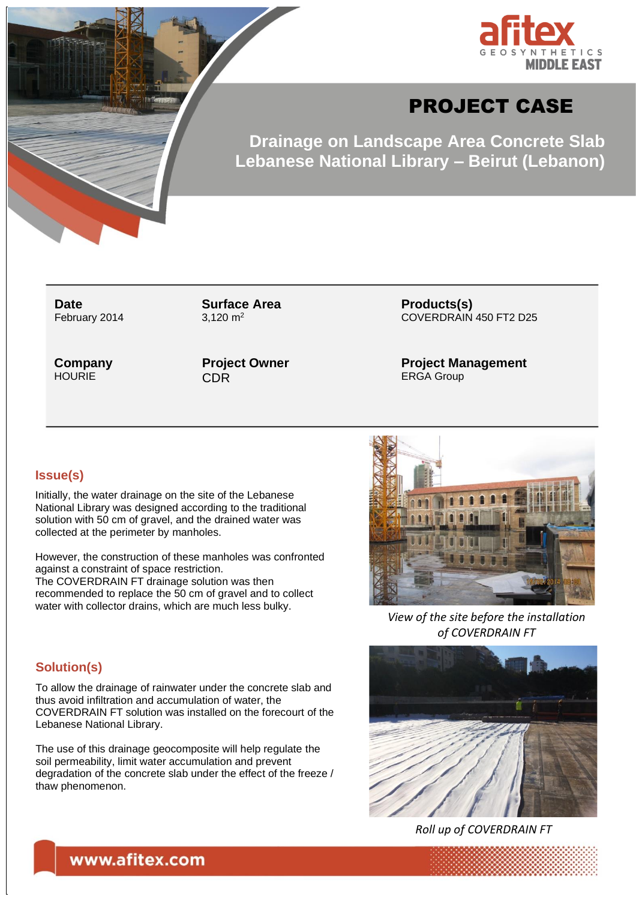afitex GEOSYNTHETICS MIDDLE EAST

# PROJECT CASE

## Drainage on Landscape Area Concrete Slab Lebanese National Library – Beirut (Lebanon)

| **Date** | **Surface Area** | **Products(s)** |
|---|---|---|
| February 2014 | 3,120 m$^2$ | COVERDRAIN 450 FT2 D25 |
| **Company** | **Project Owner** | **Project Management** |
| HOURIE | CDR | ERGA Group |

### Issue(s)

Initially, the water drainage on the site of the Lebanese National Library was designed according to the traditional solution with 50 cm of gravel, and the drained water was collected at the perimeter by manholes.

However, the construction of these manholes was confronted against a constraint of space restriction.
The COVERDRAIN FT drainage solution was then recommended to replace the 50 cm of gravel and to collect water with collector drains, which are much less bulky.

*View of the site before the installation of COVERDRAIN FT*

### Solution(s)

To allow the drainage of rainwater under the concrete slab and thus avoid infiltration and accumulation of water, the COVERDRAIN FT solution was installed on the forecourt of the Lebanese National Library.

The use of this drainage geocomposite will help regulate the soil permeability, limit water accumulation and prevent degradation of the concrete slab under the effect of the freeze / thaw phenomenon.

*Roll up of COVERDRAIN FT*

www.afitex.com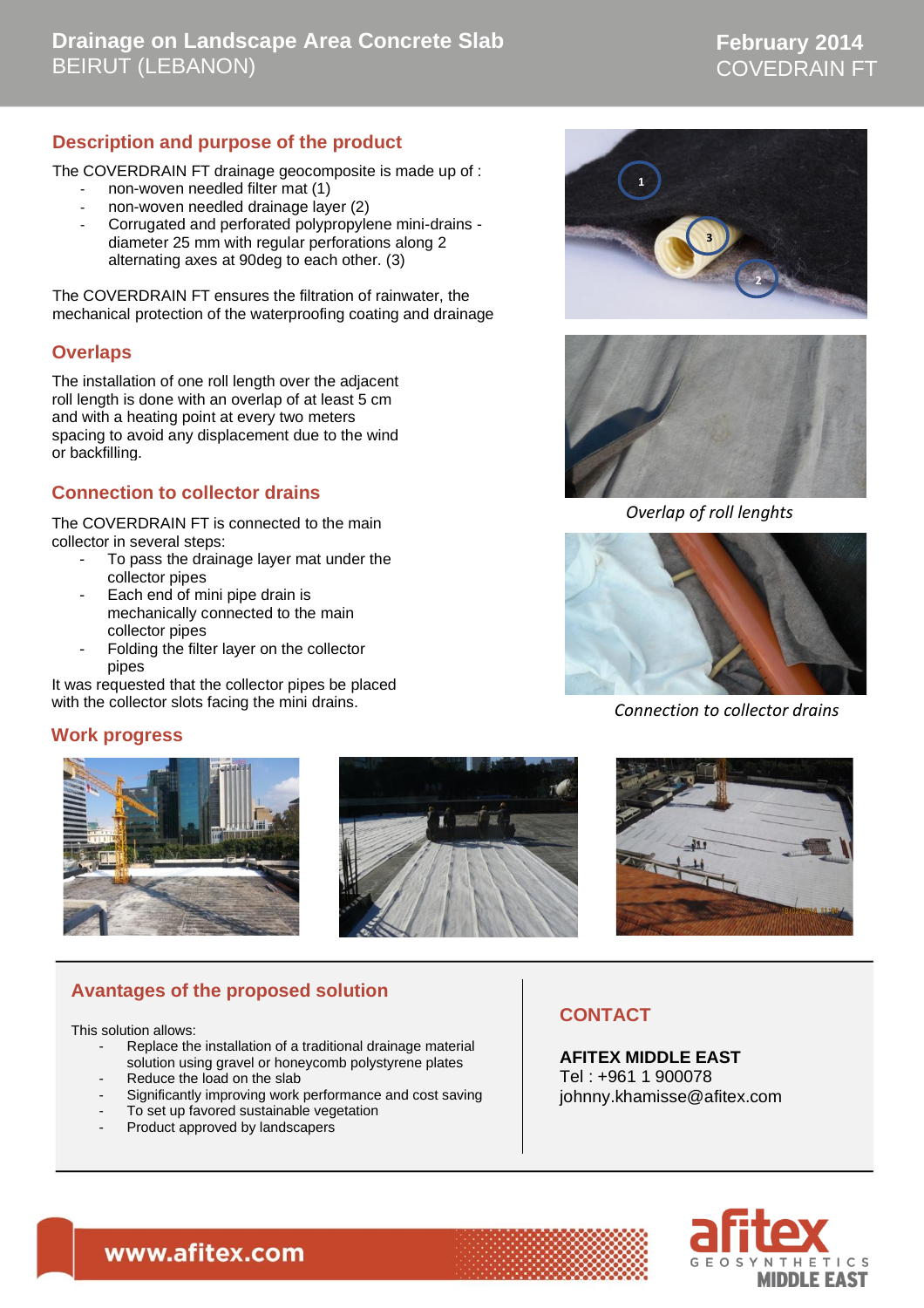# Drainage on Landscape Area Concrete Slab

BEIRUT (LEBANON)

**February 2014**

COVEDRAIN FT

## Description and purpose of the product

The COVERDRAIN FT drainage geocomposite is made up of :

- non-woven needled filter mat (1)
- non-woven needled drainage layer (2)
- Corrugated and perforated polypropylene mini-drains - diameter 25 mm with regular perforations along 2 alternating axes at 90deg to each other. (3)

The COVERDRAIN FT ensures the filtration of rainwater, the mechanical protection of the waterproofing coating and drainage

## Overlaps

The installation of one roll length over the adjacent roll length is done with an overlap of at least 5 cm and with a heating point at every two meters spacing to avoid any displacement due to the wind or backfilling.

*Overlap of roll lenghts*

## Connection to collector drains

The COVERDRAIN FT is connected to the main collector in several steps:

- To pass the drainage layer mat under the collector pipes
- Each end of mini pipe drain is mechanically connected to the main collector pipes
- Folding the filter layer on the collector pipes

It was requested that the collector pipes be placed with the collector slots facing the mini drains.

*Connection to collector drains*

## Work progress

## Avantages of the proposed solution

This solution allows:

- Replace the installation of a traditional drainage material solution using gravel or honeycomb polystyrene plates
- Reduce the load on the slab
- Significantly improving work performance and cost saving
- To set up favored sustainable vegetation
- Product approved by landscapers

## CONTACT

**AFITEX MIDDLE EAST**
Tel : +961 1 900078
johnny.khamisse@afitex.com

www.afitex.com

afitex GEOSYNTHETICS MIDDLE EAST